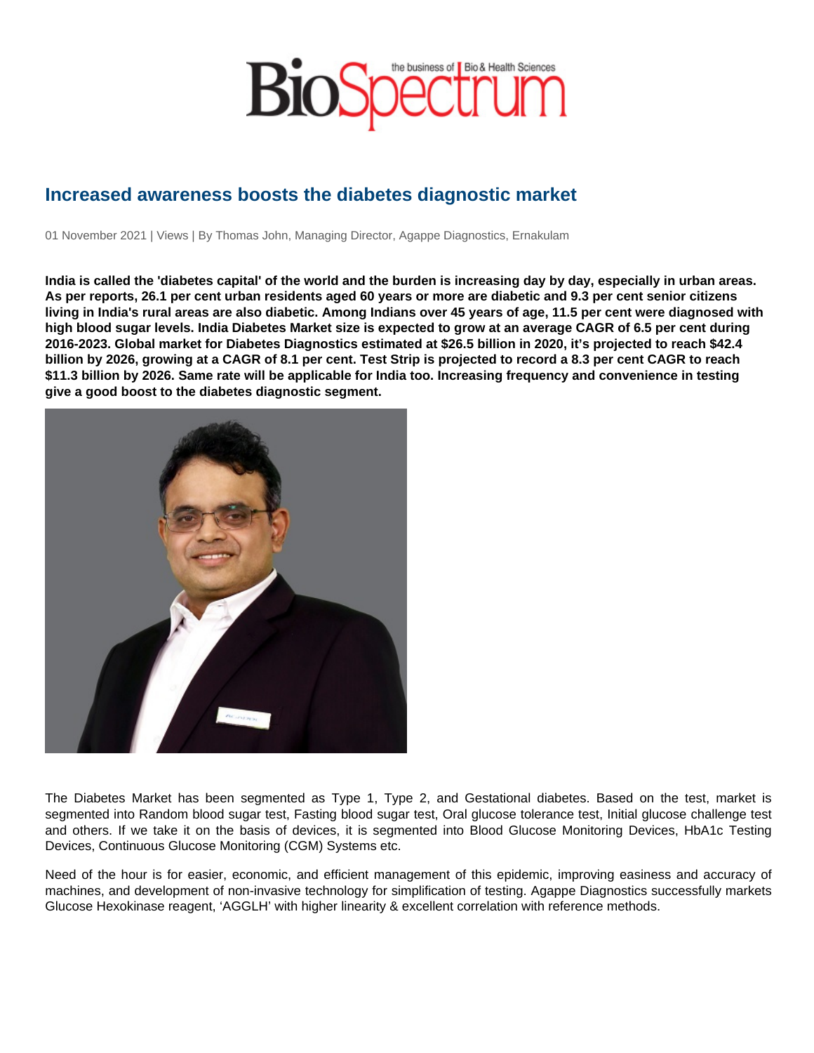# Increased awareness boosts the diabetes diagnostic market

01 November 2021 | Views | By Thomas John, Managing Director, Agappe Diagnostics, Ernakulam

**India is called the 'diabetes capital' of the world and the burden is increasing day by day, especially in urban areas. As per reports, 26.1 per cent urban residents aged 60 years or more are diabetic and 9.3 per cent senior citizens living in India's rural areas are also diabetic. Among Indians over 45 years of age, 11.5 per cent were diagnosed with high blood sugar levels. India Diabetes Market size is expected to grow at an average CAGR of 6.5 per cent during 2016-2023. Global market for Diabetes Diagnostics estimated at $26.5 billion in 2020, it's projected to reach $42.4 billion by 2026, growing at a CAGR of 8.1 per cent. Test Strip is projected to record a 8.3 per cent CAGR to reach $11.3 billion by 2026. Same rate will be applicable for India too. Increasing frequency and convenience in testing give a good boost to the diabetes diagnostic segment.**

The Diabetes Market has been segmented as Type 1, Type 2, and Gestational diabetes. Based on the test, market is segmented into Random blood sugar test, Fasting blood sugar test, Oral glucose tolerance test, Initial glucose challenge test and others. If we take it on the basis of devices, it is segmented into Blood Glucose Monitoring Devices, HbA1c Testing Devices, Continuous Glucose Monitoring (CGM) Systems etc.

Need of the hour is for easier, economic, and efficient management of this epidemic, improving easiness and accuracy of machines, and development of non-invasive technology for simplification of testing. Agappe Diagnostics successfully markets Glucose Hexokinase reagent, 'AGGLH' with higher linearity & excellent correlation with reference methods.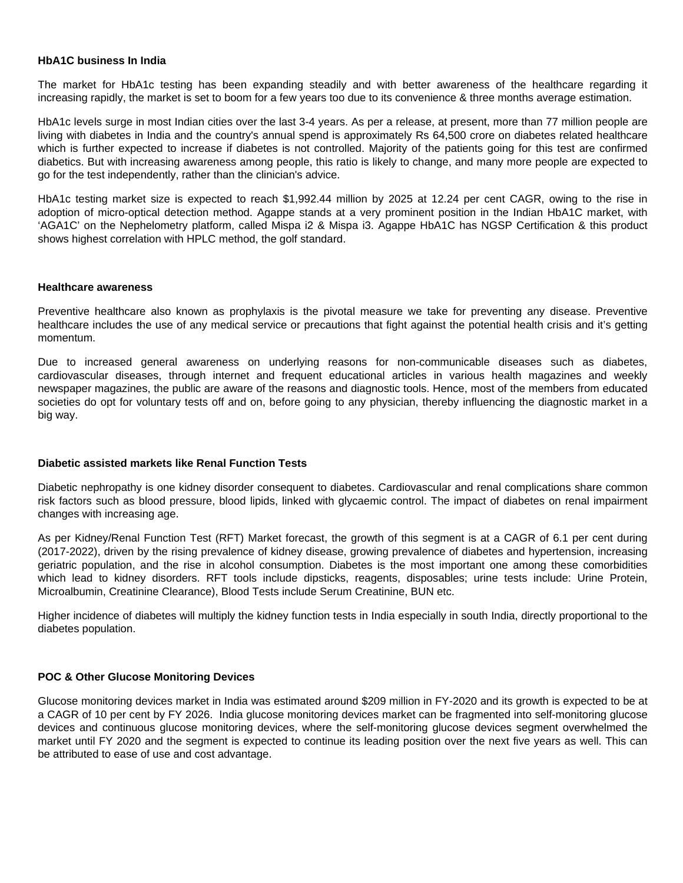**HbA1C business In India**

The market for HbA1c testing has been expanding steadily and with better awareness of the healthcare regarding it increasing rapidly, the market is set to boom for a few years too due to its convenience & three months average estimation.

HbA1c levels surge in most Indian cities over the last 3-4 years. As per a release, at present, more than 77 million people are living with diabetes in India and the country's annual spend is approximately Rs 64,500 crore on diabetes related healthcare which is further expected to increase if diabetes is not controlled. Majority of the patients going for this test are confirmed diabetics. But with increasing awareness among people, this ratio is likely to change, and many more people are expected to go for the test independently, rather than the clinician's advice.

HbA1c testing market size is expected to reach $1,992.44 million by 2025 at 12.24 per cent CAGR, owing to the rise in adoption of micro-optical detection method. Agappe stands at a very prominent position in the Indian HbA1C market, with 'AGA1C' on the Nephelometry platform, called Mispa i2 & Mispa i3. Agappe HbA1C has NGSP Certification & this product shows highest correlation with HPLC method, the golf standard.

**Healthcare awareness**

Preventive healthcare also known as prophylaxis is the pivotal measure we take for preventing any disease. Preventive healthcare includes the use of any medical service or precautions that fight against the potential health crisis and it's getting momentum.

Due to increased general awareness on underlying reasons for non-communicable diseases such as diabetes, cardiovascular diseases, through internet and frequent educational articles in various health magazines and weekly newspaper magazines, the public are aware of the reasons and diagnostic tools. Hence, most of the members from educated societies do opt for voluntary tests off and on, before going to any physician, thereby influencing the diagnostic market in a big way.

**Diabetic assisted markets like Renal Function Tests**

Diabetic nephropathy is one kidney disorder consequent to diabetes. Cardiovascular and renal complications share common risk factors such as blood pressure, blood lipids, linked with glycaemic control. The impact of diabetes on renal impairment changes with increasing age.

As per Kidney/Renal Function Test (RFT) Market forecast, the growth of this segment is at a CAGR of 6.1 per cent during (2017-2022), driven by the rising prevalence of kidney disease, growing prevalence of diabetes and hypertension, increasing geriatric population, and the rise in alcohol consumption. Diabetes is the most important one among these comorbidities which lead to kidney disorders. RFT tools include dipsticks, reagents, disposables; urine tests include: Urine Protein, Microalbumin, Creatinine Clearance), Blood Tests include Serum Creatinine, BUN etc.

Higher incidence of diabetes will multiply the kidney function tests in India especially in south India, directly proportional to the diabetes population.

**POC & Other Glucose Monitoring Devices**

Glucose monitoring devices market in India was estimated around $209 million in FY-2020 and its growth is expected to be at a CAGR of 10 per cent by FY 2026. India glucose monitoring devices market can be fragmented into self-monitoring glucose devices and continuous glucose monitoring devices, where the self-monitoring glucose devices segment overwhelmed the market until FY 2020 and the segment is expected to continue its leading position over the next five years as well. This can be attributed to ease of use and cost advantage.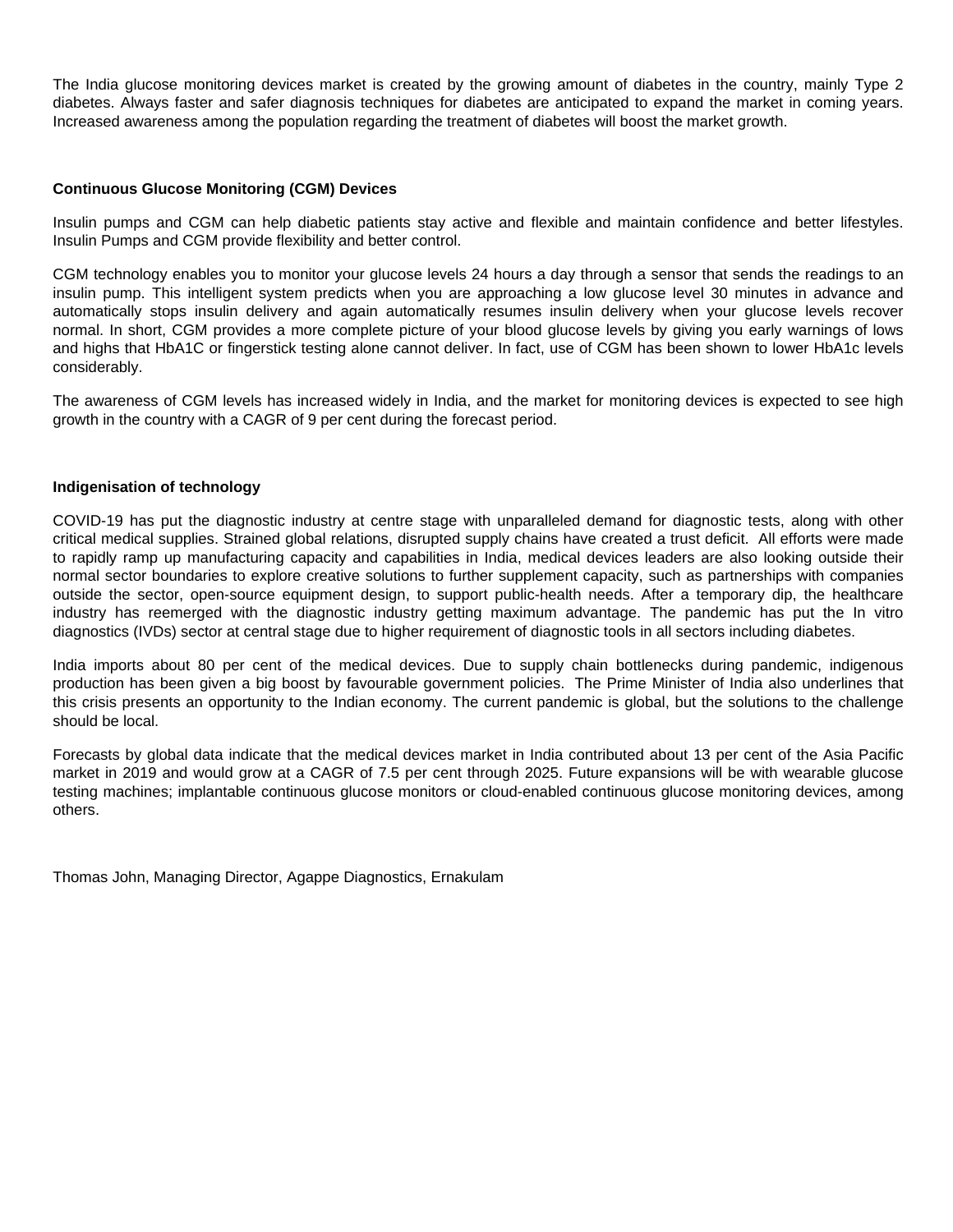The India glucose monitoring devices market is created by the growing amount of diabetes in the country, mainly Type 2 diabetes. Always faster and safer diagnosis techniques for diabetes are anticipated to expand the market in coming years. Increased awareness among the population regarding the treatment of diabetes will boost the market growth.

**Continuous Glucose Monitoring (CGM) Devices**

Insulin pumps and CGM can help diabetic patients stay active and flexible and maintain confidence and better lifestyles. Insulin Pumps and CGM provide flexibility and better control.

CGM technology enables you to monitor your glucose levels 24 hours a day through a sensor that sends the readings to an insulin pump. This intelligent system predicts when you are approaching a low glucose level 30 minutes in advance and automatically stops insulin delivery and again automatically resumes insulin delivery when your glucose levels recover normal. In short, CGM provides a more complete picture of your blood glucose levels by giving you early warnings of lows and highs that HbA1C or fingerstick testing alone cannot deliver. In fact, use of CGM has been shown to lower HbA1c levels considerably.

The awareness of CGM levels has increased widely in India, and the market for monitoring devices is expected to see high growth in the country with a CAGR of 9 per cent during the forecast period.

**Indigenisation of technology**

COVID-19 has put the diagnostic industry at centre stage with unparalleled demand for diagnostic tests, along with other critical medical supplies. Strained global relations, disrupted supply chains have created a trust deficit. All efforts were made to rapidly ramp up manufacturing capacity and capabilities in India, medical devices leaders are also looking outside their normal sector boundaries to explore creative solutions to further supplement capacity, such as partnerships with companies outside the sector, open-source equipment design, to support public-health needs. After a temporary dip, the healthcare industry has reemerged with the diagnostic industry getting maximum advantage. The pandemic has put the In vitro diagnostics (IVDs) sector at central stage due to higher requirement of diagnostic tools in all sectors including diabetes.

India imports about 80 per cent of the medical devices. Due to supply chain bottlenecks during pandemic, indigenous production has been given a big boost by favourable government policies. The Prime Minister of India also underlines that this crisis presents an opportunity to the Indian economy. The current pandemic is global, but the solutions to the challenge should be local.

Forecasts by global data indicate that the medical devices market in India contributed about 13 per cent of the Asia Pacific market in 2019 and would grow at a CAGR of 7.5 per cent through 2025. Future expansions will be with wearable glucose testing machines; implantable continuous glucose monitors or cloud-enabled continuous glucose monitoring devices, among others.

Thomas John, Managing Director, Agappe Diagnostics, Ernakulam